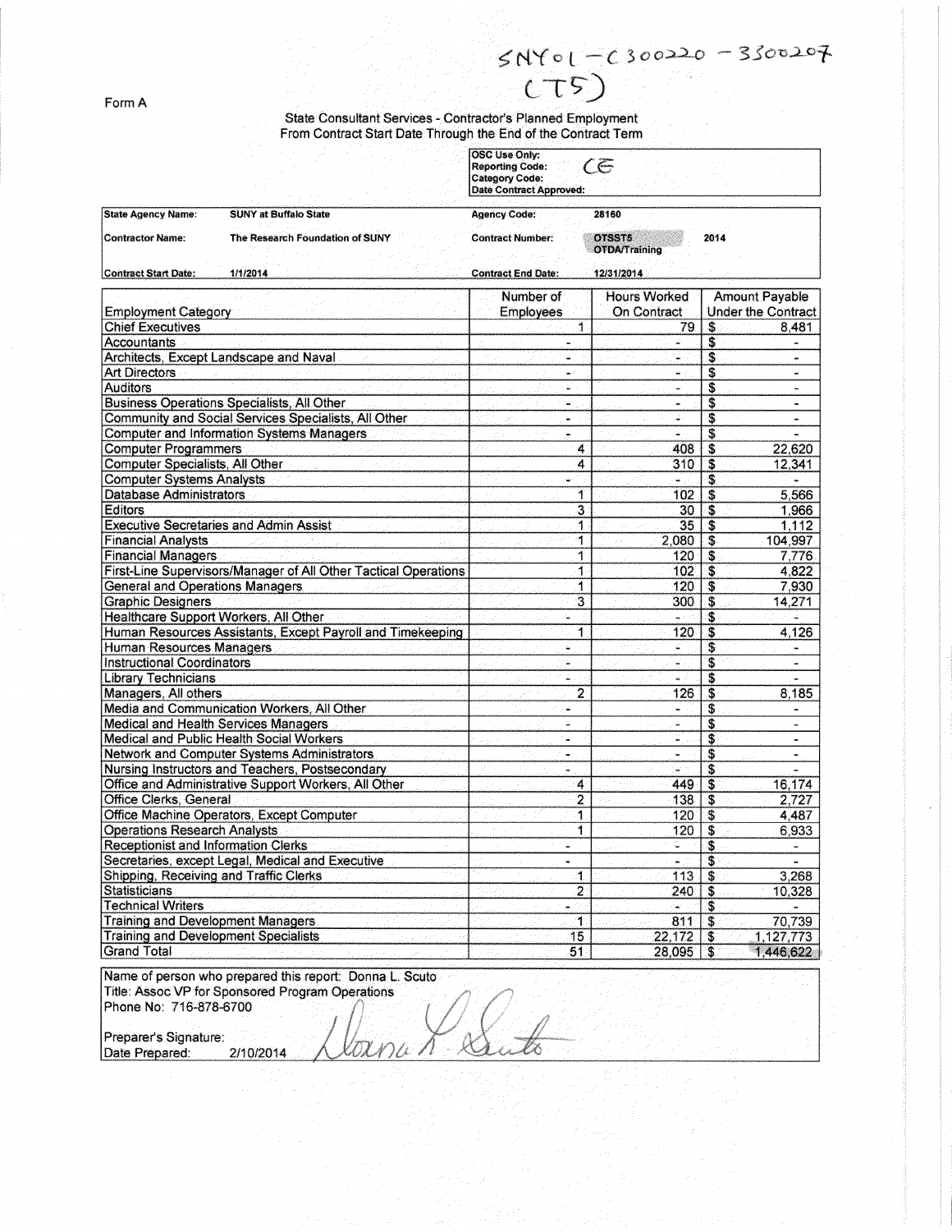SNY01-C300220-3300207
(T5)

Form A

State Consultant Services - Contractor's Planned Employment
From Contract Start Date Through the End of the Contract Term

| OSC Use Only: |
|---|
| Reporting Code: CE |
| Category Code: |
| Date Contract Approved: |

| State Agency Name: | SUNY at Buffalo State | Agency Code: | 28160 |
|---|---|---|---|
| Contractor Name: | The Research Foundation of SUNY | Contract Number: | OTSST5 2014 OTDA/Training |
| Contract Start Date: | 1/1/2014 | Contract End Date: | 12/31/2014 |

| Employment Category | Number of Employees | Hours Worked On Contract | Amount Payable Under the Contract |
|---|---|---|---|
| Chief Executives | 1 | 79 | $ 8,481 |
| Accountants | - | - | $ - |
| Architects, Except Landscape and Naval | - | - | $ - |
| Art Directors | - | - | $ - |
| Auditors | - | - | $ - |
| Business Operations Specialists, All Other | - | - | $ - |
| Community and Social Services Specialists, All Other | - | - | $ - |
| Computer and Information Systems Managers | - | - | $ - |
| Computer Programmers | 4 | 408 | $ 22,620 |
| Computer Specialists, All Other | 4 | 310 | $ 12,341 |
| Computer Systems Analysts | - | - | $ - |
| Database Administrators | 1 | 102 | $ 5,566 |
| Editors | 3 | 30 | $ 1,966 |
| Executive Secretaries and Admin Assist | 1 | 35 | $ 1,112 |
| Financial Analysts | 1 | 2,080 | $ 104,997 |
| Financial Managers | 1 | 120 | $ 7,776 |
| First-Line Supervisors/Manager of All Other Tactical Operations | 1 | 102 | $ 4,822 |
| General and Operations Managers | 1 | 120 | $ 7,930 |
| Graphic Designers | 3 | 300 | $ 14,271 |
| Healthcare Support Workers, All Other | - | - | $ - |
| Human Resources Assistants, Except Payroll and Timekeeping | 1 | 120 | $ 4,126 |
| Human Resources Managers | - | - | $ - |
| Instructional Coordinators | - | - | $ - |
| Library Technicians | - | - | $ - |
| Managers, All others | 2 | 126 | $ 8,185 |
| Media and Communication Workers, All Other | - | - | $ - |
| Medical and Health Services Managers | - | - | $ - |
| Medical and Public Health Social Workers | - | - | $ - |
| Network and Computer Systems Administrators | - | - | $ - |
| Nursing Instructors and Teachers, Postsecondary | - | - | $ - |
| Office and Administrative Support Workers, All Other | 4 | 449 | $ 16,174 |
| Office Clerks, General | 2 | 138 | $ 2,727 |
| Office Machine Operators, Except Computer | 1 | 120 | $ 4,487 |
| Operations Research Analysts | 1 | 120 | $ 6,933 |
| Receptionist and Information Clerks | - | - | $ - |
| Secretaries, except Legal, Medical and Executive | - | - | $ - |
| Shipping, Receiving and Traffic Clerks | 1 | 113 | $ 3,268 |
| Statisticians | 2 | 240 | $ 10,328 |
| Technical Writers | - | - | $ - |
| Training and Development Managers | 1 | 811 | $ 70,739 |
| Training and Development Specialists | 15 | 22,172 | $ 1,127,773 |
| Grand Total | 51 | 28,095 | $ 1,446,622 |

Name of person who prepared this report: Donna L. Scuto
Title: Assoc VP for Sponsored Program Operations
Phone No: 716-878-6700

Preparer's Signature: Donna L. Scuto
Date Prepared: 2/10/2014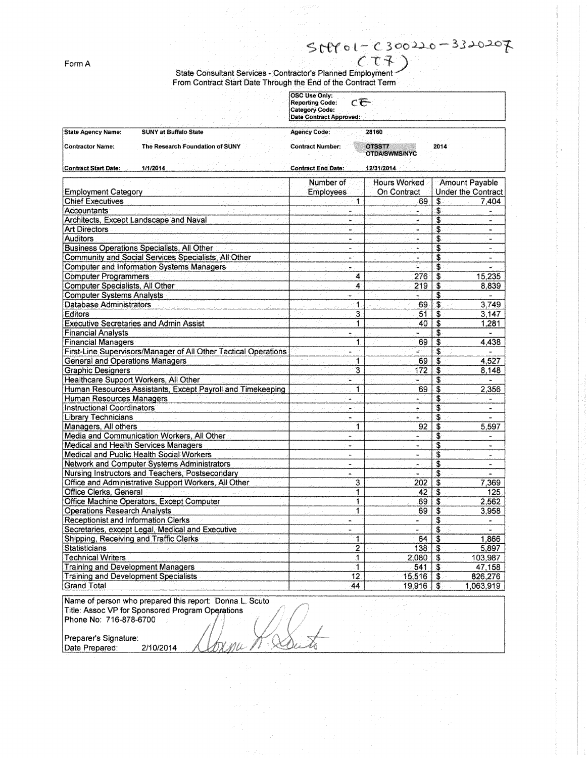SHY01-C300220-3320207 (CT7)

Form A

State Consultant Services - Contractor's Planned Employment
From Contract Start Date Through the End of the Contract Term

| | |
|---|---|
| OSC Use Only: | |
| Reporting Code: | CE |
| Category Code: | |
| Date Contract Approved: | |

| | | | |
|---|---|---|---|
| State Agency Name: | SUNY at Buffalo State | Agency Code: | 28160 |
| Contractor Name: | The Research Foundation of SUNY | Contract Number: | OTSST7 OTDA/SWMS/NYC 2014 |
| Contract Start Date: | 1/1/2014 | Contract End Date: | 12/31/2014 |

| Employment Category | Number of Employees | Hours Worked On Contract | Amount Payable Under the Contract |
|---|---|---|---|
| Chief Executives | 1 | 69 | $ 7,404 |
| Accountants | - | - | $ - |
| Architects, Except Landscape and Naval | - | - | $ - |
| Art Directors | - | - | $ - |
| Auditors | - | - | $ - |
| Business Operations Specialists, All Other | - | - | $ - |
| Community and Social Services Specialists, All Other | - | - | $ - |
| Computer and Information Systems Managers | - | - | $ - |
| Computer Programmers | 4 | 276 | $ 15,235 |
| Computer Specialists, All Other | 4 | 219 | $ 8,839 |
| Computer Systems Analysts | - | - | $ - |
| Database Administrators | 1 | 69 | $ 3,749 |
| Editors | 3 | 51 | $ 3,147 |
| Executive Secretaries and Admin Assist | 1 | 40 | $ 1,281 |
| Financial Analysts | - | - | $ - |
| Financial Managers | 1 | 69 | $ 4,438 |
| First-Line Supervisors/Manager of All Other Tactical Operations | - | - | $ - |
| General and Operations Managers | 1 | 69 | $ 4,527 |
| Graphic Designers | 3 | 172 | $ 8,148 |
| Healthcare Support Workers, All Other | - | - | $ - |
| Human Resources Assistants, Except Payroll and Timekeeping | 1 | 69 | $ 2,356 |
| Human Resources Managers | - | - | $ - |
| Instructional Coordinators | - | - | $ - |
| Library Technicians | - | - | $ - |
| Managers, All others | 1 | 92 | $ 5,597 |
| Media and Communication Workers, All Other | - | - | $ - |
| Medical and Health Services Managers | - | - | $ - |
| Medical and Public Health Social Workers | - | - | $ - |
| Network and Computer Systems Administrators | - | - | $ - |
| Nursing Instructors and Teachers, Postsecondary | - | - | $ - |
| Office and Administrative Support Workers, All Other | 3 | 202 | $ 7,369 |
| Office Clerks, General | 1 | 42 | $ 125 |
| Office Machine Operators, Except Computer | 1 | 69 | $ 2,562 |
| Operations Research Analysts | 1 | 69 | $ 3,958 |
| Receptionist and Information Clerks | - | - | $ - |
| Secretaries, except Legal, Medical and Executive | - | - | $ - |
| Shipping, Receiving and Traffic Clerks | 1 | 64 | $ 1,866 |
| Statisticians | 2 | 138 | $ 5,897 |
| Technical Writers | 1 | 2,080 | $ 103,987 |
| Training and Development Managers | 1 | 541 | $ 47,158 |
| Training and Development Specialists | 12 | 15,516 | $ 826,276 |
| Grand Total | 44 | 19,916 | $ 1,063,919 |

Name of person who prepared this report: Donna L. Scuto
Title: Assoc VP for Sponsored Program Operations
Phone No: 716-878-6700

Preparer's Signature: Donna L. Scuto
Date Prepared: 2/10/2014